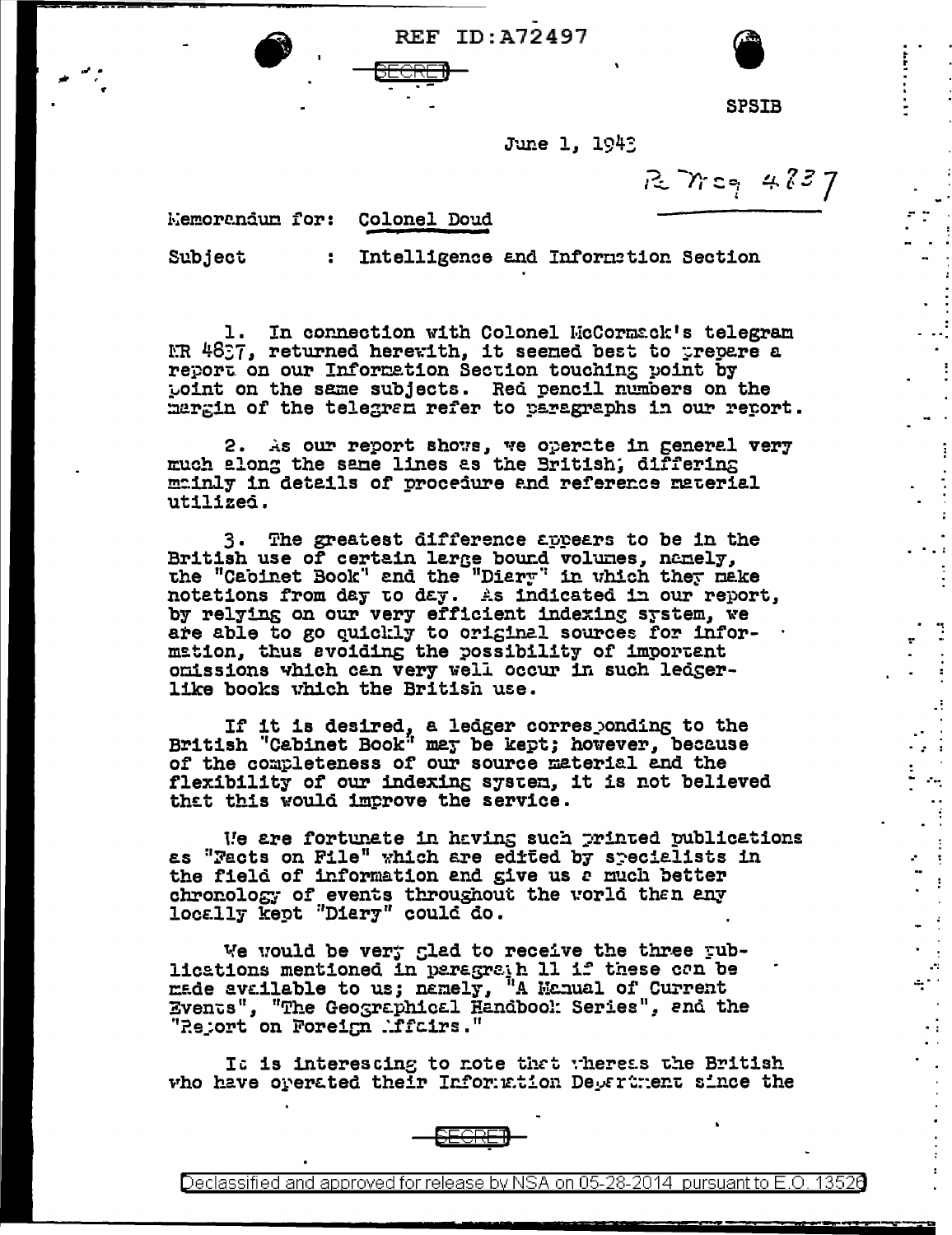REF ID:A72497

SECRET

SPSIB

June 1, 1943

R. Mcq 4837

Memorandum for: Colonel Doud

Subject : Intelligence and Information Section

1. In connection with Colonel McCormack's telegram MR 4837, returned herewith, it seemed best to prepare a report on our Information Section touching point by point on the same subjects. Red pencil numbers on the margin of the telegram refer to paragraphs in our report.

2. As our report shows, we operate in general very much along the same lines as the British, differing mainly in details of procedure and reference material utilized.

3. The greatest difference appears to be in the British use of certain large bound volumes, namely, the "Cabinet Book" and the "Diary" in which they make notations from day to day. As indicated in our report, by relying on our very efficient indexing system, we are able to go quickly to original sources for information, thus avoiding the possibility of important omissions which can very well occur in such ledger-like books which the British use.

If it is desired, a ledger corresponding to the British "Cabinet Book" may be kept; however, because of the completeness of our source material and the flexibility of our indexing system, it is not believed that this would improve the service.

We are fortunate in having such printed publications as "Facts on File" which are edited by specialists in the field of information and give us a much better chronology of events throughout the world than any locally kept "Diary" could do.

We would be very glad to receive the three publications mentioned in paragraph 11 if these can be made available to us; namely, "A Manual of Current Events", "The Geographical Handbook Series", and the "Report on Foreign Affairs."

It is interesting to note that whereas the British who have operated their Information Department since the

SECRET

Declassified and approved for release by NSA on 05-28-2014 pursuant to E.O. 13526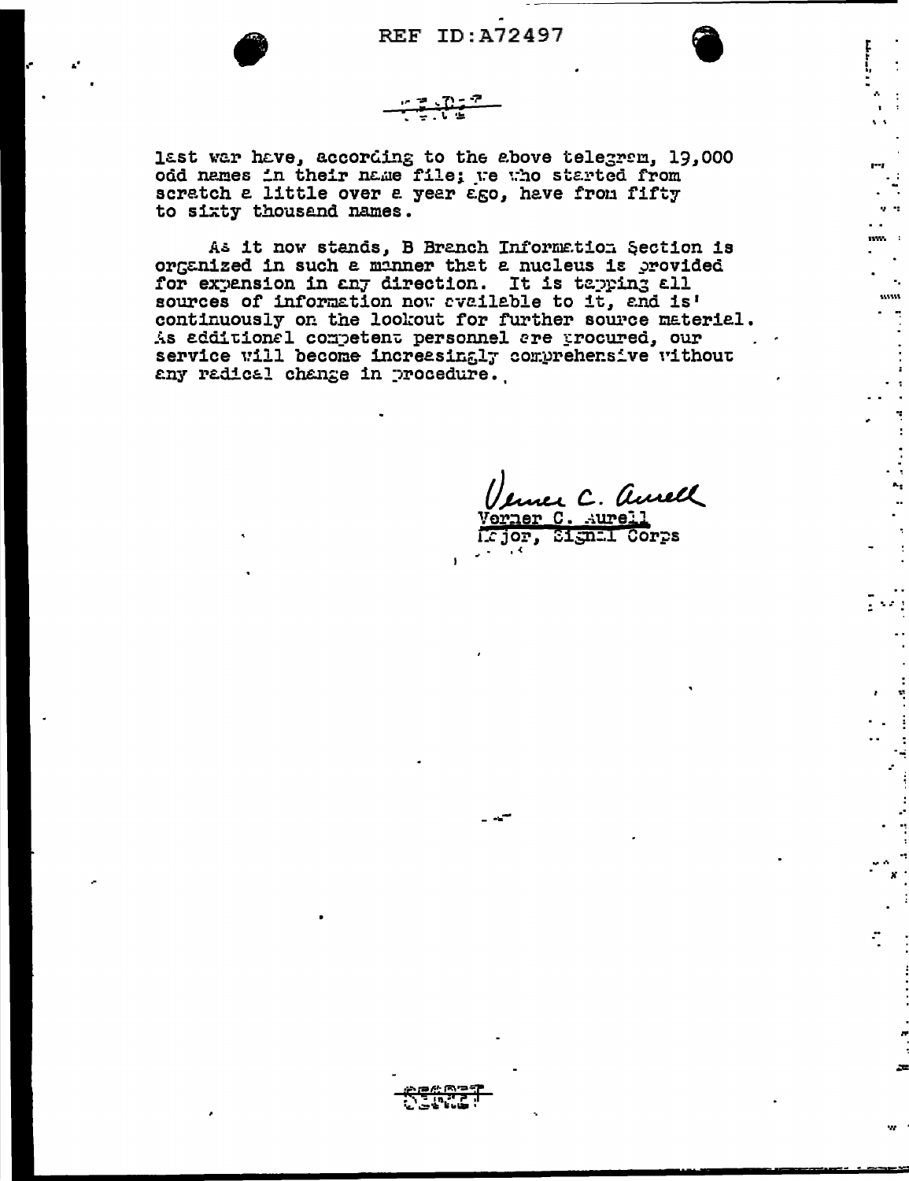REF ID:A72497

SECRET

last war have, according to the above telegram, 19,000 odd names in their name file; we who started from scratch a little over a year ago, have from fifty to sixty thousand names.

As it now stands, B Branch Information Section is organized in such a manner that a nucleus is provided for expansion in any direction. It is tapping all sources of information now available to it, and is continuously on the lookout for further source material. As additional competent personnel are procured, our service will become increasingly comprehensive without any radical change in procedure.

Verner C. Aurell
Verner C. Aurell
Major, Signal Corps

SECRET